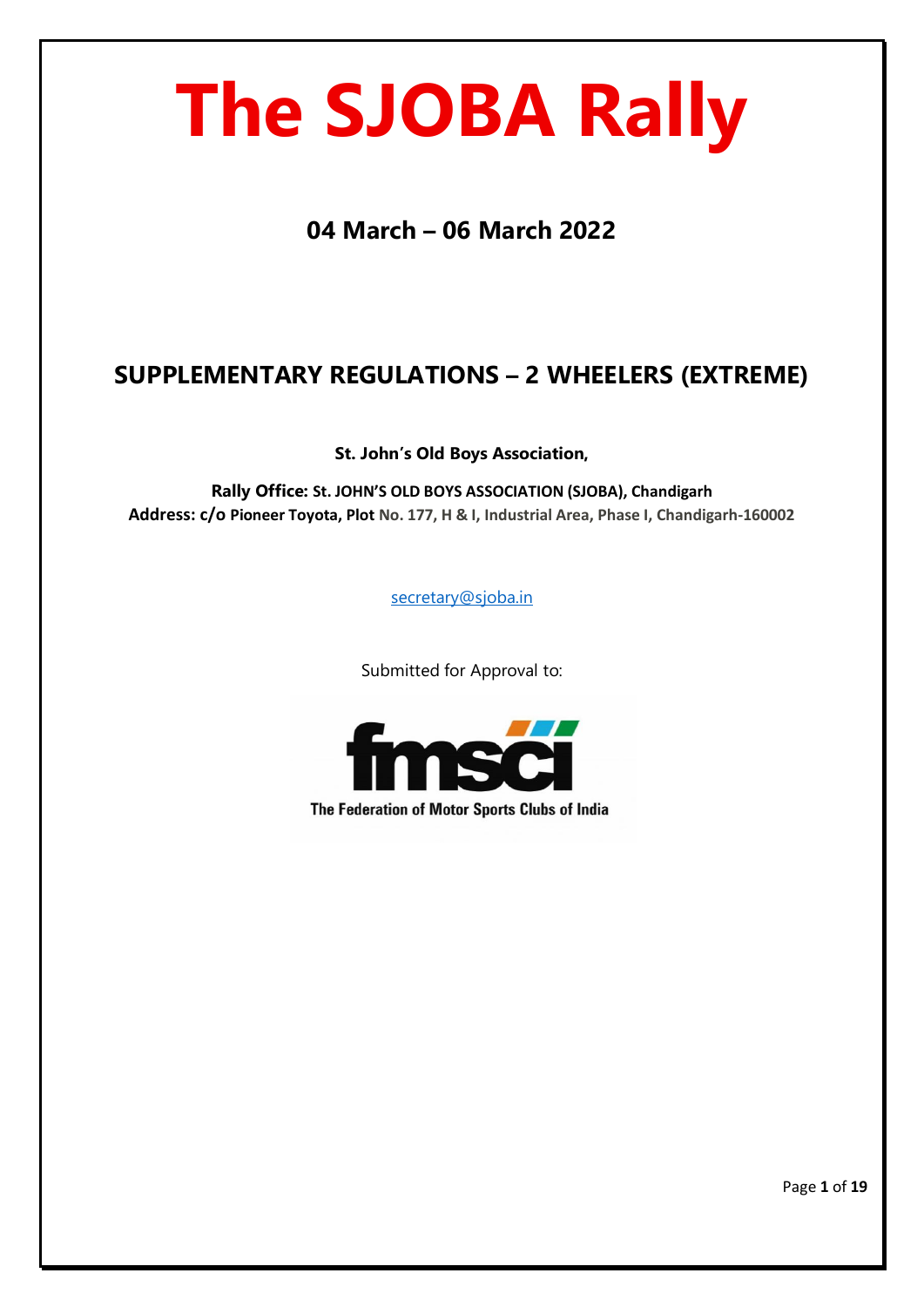# The SJOBA Rally

## 04 March – 06 March 2022

## SUPPLEMENTARY REGULATIONS – 2 WHEELERS (EXTREME)

**St. John's Old Boys Association,**

**Rally Office: St. JOHN'S OLD BOYS ASSOCIATION (SJOBA), Chandigarh**
**Address: c/o Pioneer Toyota, Plot No. 177, H & I, Industrial Area, Phase I, Chandigarh-160002**

secretary@sjoba.in

Submitted for Approval to:

fmsci

The Federation of Motor Sports Clubs of India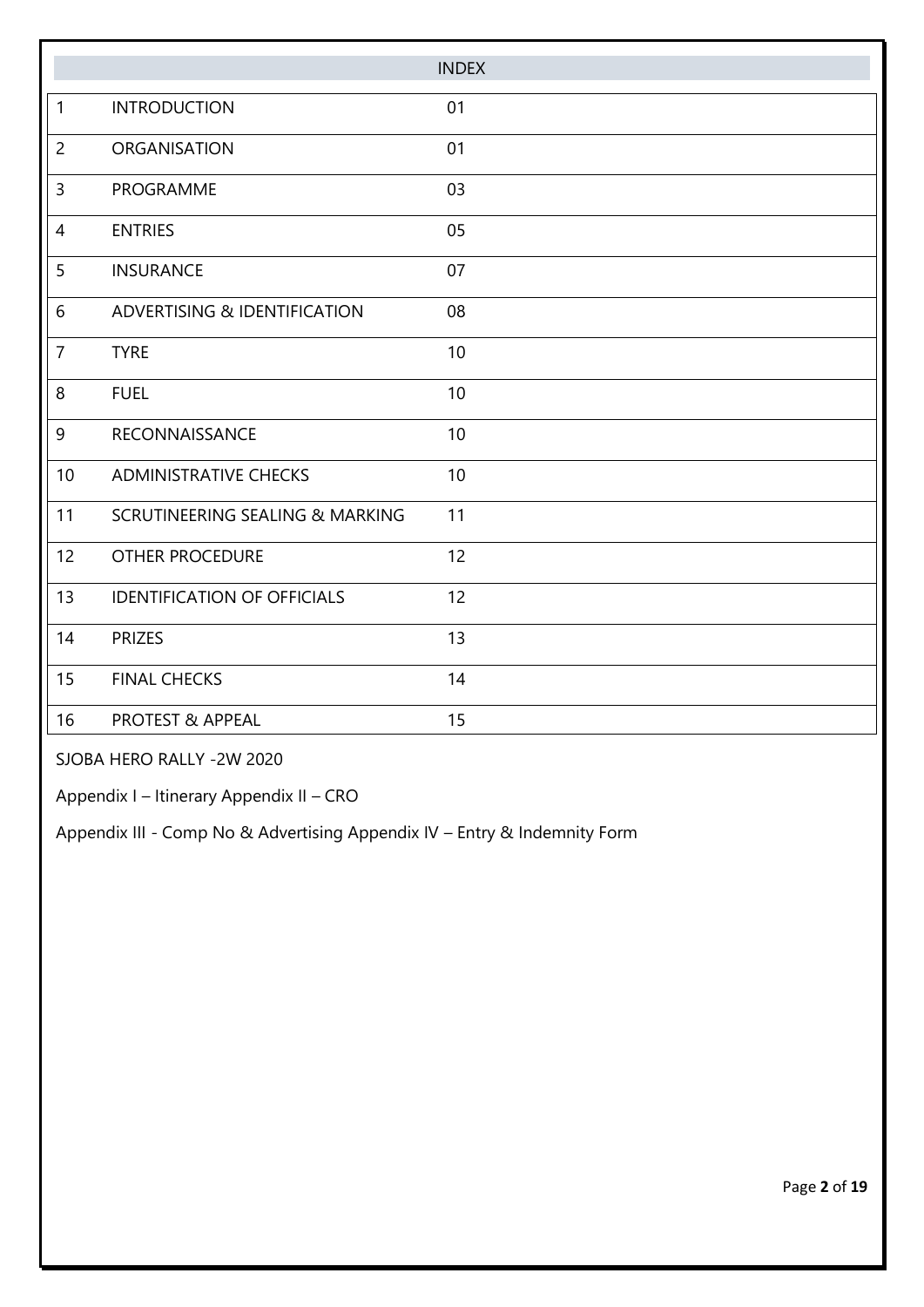## INDEX

| | | |
|---|---|---|
| 1 | INTRODUCTION | 01 |
| 2 | ORGANISATION | 01 |
| 3 | PROGRAMME | 03 |
| 4 | ENTRIES | 05 |
| 5 | INSURANCE | 07 |
| 6 | ADVERTISING & IDENTIFICATION | 08 |
| 7 | TYRE | 10 |
| 8 | FUEL | 10 |
| 9 | RECONNAISSANCE | 10 |
| 10 | ADMINISTRATIVE CHECKS | 10 |
| 11 | SCRUTINEERING SEALING & MARKING | 11 |
| 12 | OTHER PROCEDURE | 12 |
| 13 | IDENTIFICATION OF OFFICIALS | 12 |
| 14 | PRIZES | 13 |
| 15 | FINAL CHECKS | 14 |
| 16 | PROTEST & APPEAL | 15 |

SJOBA HERO RALLY -2W 2020

Appendix I – Itinerary Appendix II – CRO

Appendix III - Comp No & Advertising Appendix IV – Entry & Indemnity Form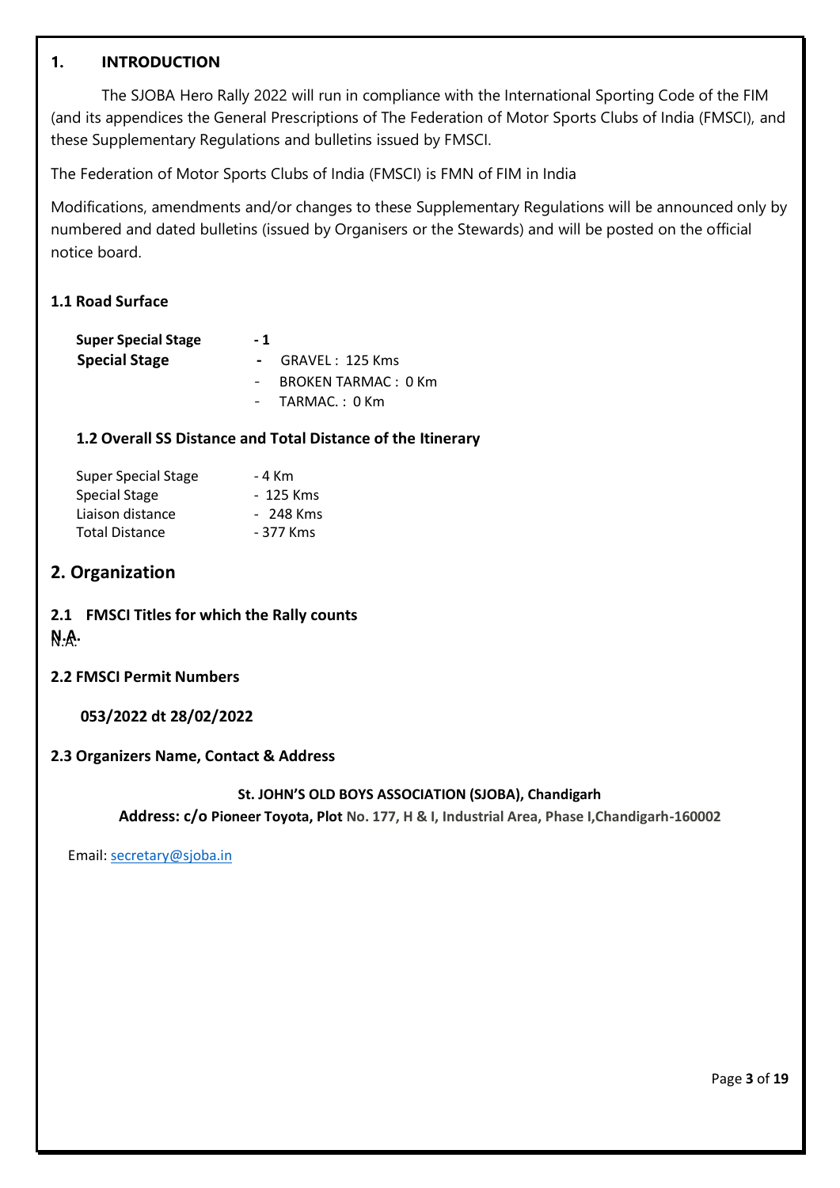## 1. INTRODUCTION

The SJOBA Hero Rally 2022 will run in compliance with the International Sporting Code of the FIM (and its appendices the General Prescriptions of The Federation of Motor Sports Clubs of India (FMSCI), and these Supplementary Regulations and bulletins issued by FMSCI.

The Federation of Motor Sports Clubs of India (FMSCI) is FMN of FIM in India

Modifications, amendments and/or changes to these Supplementary Regulations will be announced only by numbered and dated bulletins (issued by Organisers or the Stewards) and will be posted on the official notice board.

### 1.1 Road Surface

**Super Special Stage** - 1

**Special Stage**
- GRAVEL : 125 Kms
- BROKEN TARMAC : 0 Km
- TARMAC. : 0 Km

### 1.2 Overall SS Distance and Total Distance of the Itinerary

| | |
|---|---|
| Super Special Stage | - 4 Km |
| Special Stage | - 125 Kms |
| Liaison distance | - 248 Kms |
| Total Distance | - 377 Kms |

## 2. Organization

### 2.1 FMSCI Titles for which the Rally counts

**N.A.**

### 2.2 FMSCI Permit Numbers

**053/2022 dt 28/02/2022**

### 2.3 Organizers Name, Contact & Address

**St. JOHN'S OLD BOYS ASSOCIATION (SJOBA), Chandigarh**

**Address: c/o Pioneer Toyota, Plot No. 177, H & I, Industrial Area, Phase I,Chandigarh-160002**

Email: secretary@sjoba.in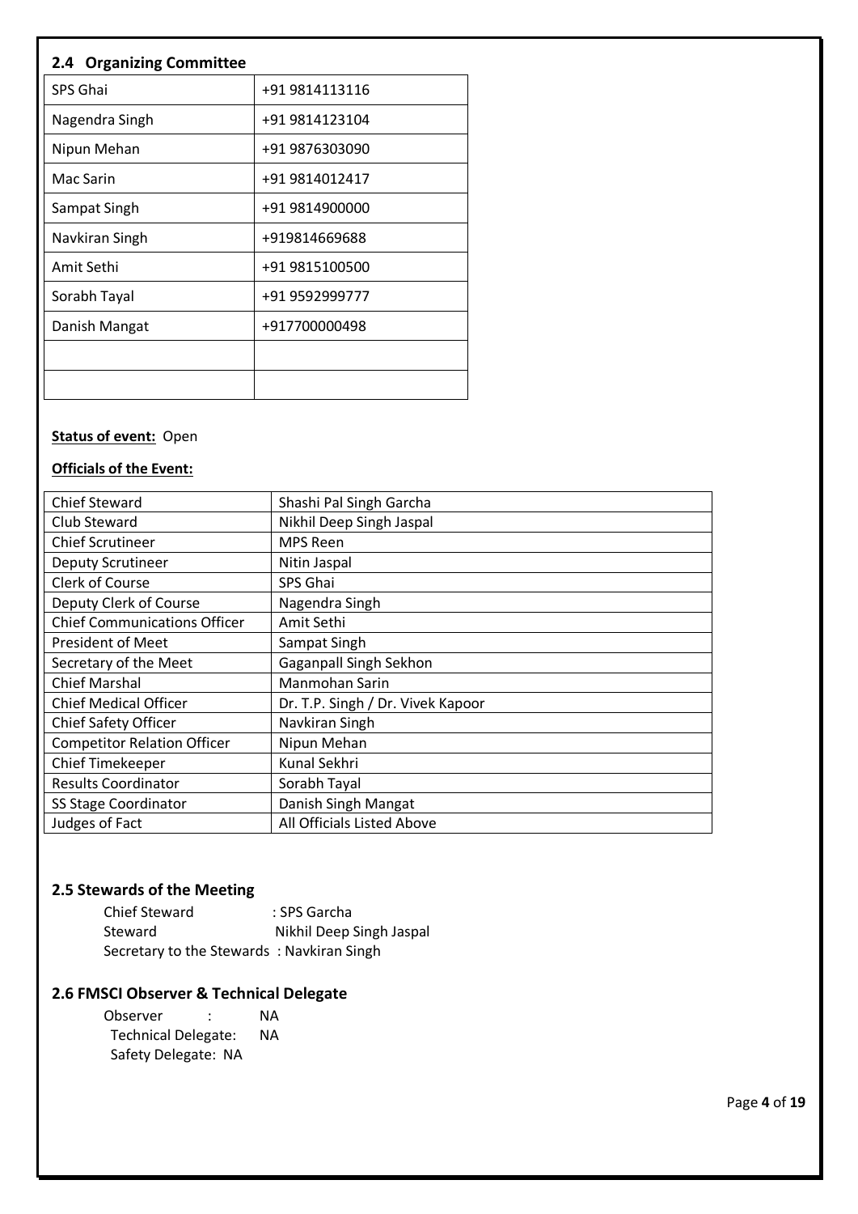## 2.4 Organizing Committee

| | |
|---|---|
| SPS Ghai | +91 9814113116 |
| Nagendra Singh | +91 9814123104 |
| Nipun Mehan | +91 9876303090 |
| Mac Sarin | +91 9814012417 |
| Sampat Singh | +91 9814900000 |
| Navkiran Singh | +919814669688 |
| Amit Sethi | +91 9815100500 |
| Sorabh Tayal | +91 9592999777 |
| Danish Mangat | +917700000498 |
| | |
| | |

**Status of event:** Open

**Officials of the Event:**

| | |
|---|---|
| Chief Steward | Shashi Pal Singh Garcha |
| Club Steward | Nikhil Deep Singh Jaspal |
| Chief Scrutineer | MPS Reen |
| Deputy Scrutineer | Nitin Jaspal |
| Clerk of Course | SPS Ghai |
| Deputy Clerk of Course | Nagendra Singh |
| Chief Communications Officer | Amit Sethi |
| President of Meet | Sampat Singh |
| Secretary of the Meet | Gaganpall Singh Sekhon |
| Chief Marshal | Manmohan Sarin |
| Chief Medical Officer | Dr. T.P. Singh / Dr. Vivek Kapoor |
| Chief Safety Officer | Navkiran Singh |
| Competitor Relation Officer | Nipun Mehan |
| Chief Timekeeper | Kunal Sekhri |
| Results Coordinator | Sorabh Tayal |
| SS Stage Coordinator | Danish Singh Mangat |
| Judges of Fact | All Officials Listed Above |

## 2.5 Stewards of the Meeting

Chief Steward : SPS Garcha
Steward Nikhil Deep Singh Jaspal
Secretary to the Stewards : Navkiran Singh

## 2.6 FMSCI Observer & Technical Delegate

Observer : NA
Technical Delegate: NA
Safety Delegate: NA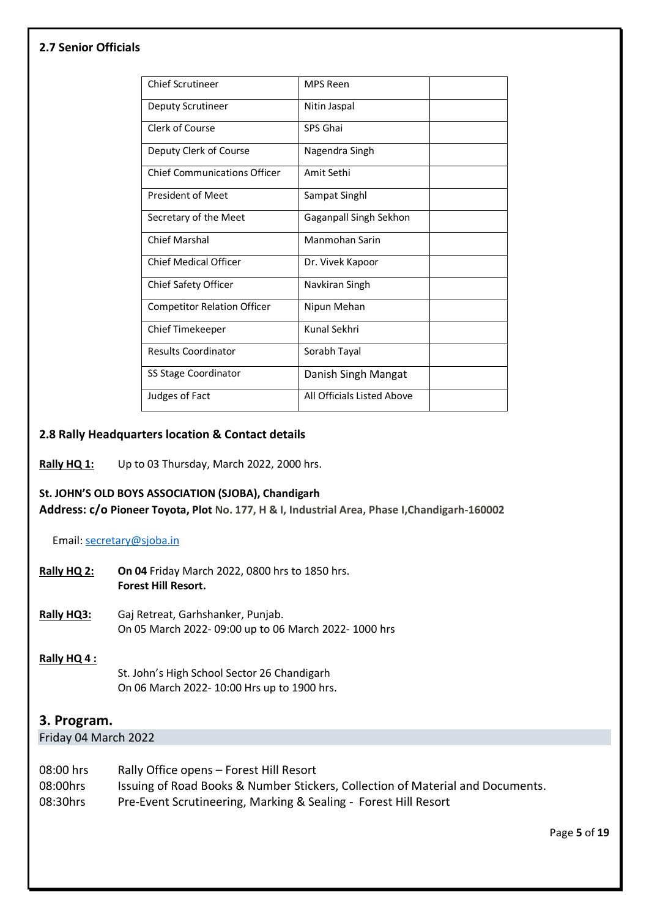### 2.7 Senior Officials

| | | |
|---|---|---|
| Chief Scrutineer | MPS Reen | |
| Deputy Scrutineer | Nitin Jaspal | |
| Clerk of Course | SPS Ghai | |
| Deputy Clerk of Course | Nagendra Singh | |
| Chief Communications Officer | Amit Sethi | |
| President of Meet | Sampat Singhl | |
| Secretary of the Meet | Gaganpall Singh Sekhon | |
| Chief Marshal | Manmohan Sarin | |
| Chief Medical Officer | Dr. Vivek Kapoor | |
| Chief Safety Officer | Navkiran Singh | |
| Competitor Relation Officer | Nipun Mehan | |
| Chief Timekeeper | Kunal Sekhri | |
| Results Coordinator | Sorabh Tayal | |
| SS Stage Coordinator | Danish Singh Mangat | |
| Judges of Fact | All Officials Listed Above | |

### 2.8 Rally Headquarters location & Contact details

**Rally HQ 1:** Up to 03 Thursday, March 2022, 2000 hrs.

**St. JOHN'S OLD BOYS ASSOCIATION (SJOBA), Chandigarh**
**Address: c/o Pioneer Toyota, Plot No. 177, H & I, Industrial Area, Phase I,Chandigarh-160002**

Email: secretary@sjoba.in

**Rally HQ 2:** **On 04** Friday March 2022, 0800 hrs to 1850 hrs.
**Forest Hill Resort.**

**Rally HQ3:** Gaj Retreat, Garhshanker, Punjab.
On 05 March 2022- 09:00 up to 06 March 2022- 1000 hrs

**Rally HQ 4 :**
St. John's High School Sector 26 Chandigarh
On 06 March 2022- 10:00 Hrs up to 1900 hrs.

## 3. Program.

Friday 04 March 2022

08:00 hrs Rally Office opens – Forest Hill Resort
08:00hrs Issuing of Road Books & Number Stickers, Collection of Material and Documents.
08:30hrs Pre-Event Scrutineering, Marking & Sealing - Forest Hill Resort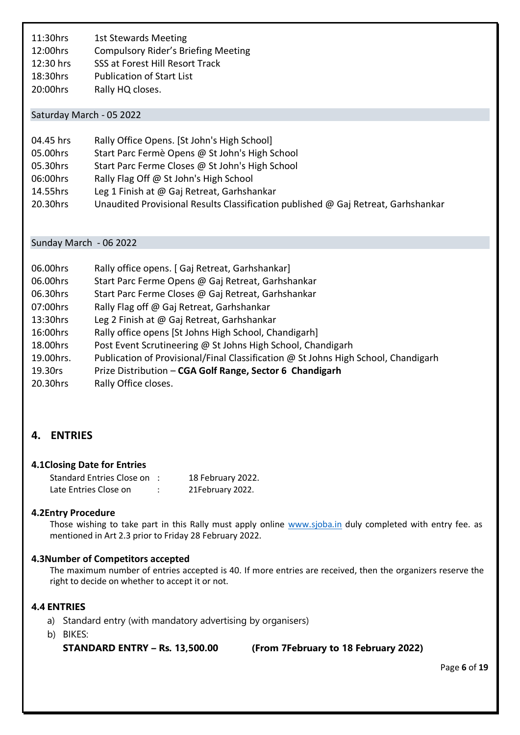11:30hrs 1st Stewards Meeting
12:00hrs Compulsory Rider's Briefing Meeting
12:30 hrs SSS at Forest Hill Resort Track
18:30hrs Publication of Start List
20:00hrs Rally HQ closes.

Saturday March - 05 2022

| | |
|---|---|
| 04.45 hrs | Rally Office Opens. [St John's High School] |
| 05.00hrs | Start Parc Fermè Opens @ St John's High School |
| 05.30hrs | Start Parc Ferme Closes @ St John's High School |
| 06:00hrs | Rally Flag Off @ St John's High School |
| 14.55hrs | Leg 1 Finish at @ Gaj Retreat, Garhshankar |
| 20.30hrs | Unaudited Provisional Results Classification published @ Gaj Retreat, Garhshankar |

Sunday March - 06 2022

| | |
|---|---|
| 06.00hrs | Rally office opens. [ Gaj Retreat, Garhshankar] |
| 06.00hrs | Start Parc Ferme Opens @ Gaj Retreat, Garhshankar |
| 06.30hrs | Start Parc Ferme Closes @ Gaj Retreat, Garhshankar |
| 07:00hrs | Rally Flag off @ Gaj Retreat, Garhshankar |
| 13:30hrs | Leg 2 Finish at @ Gaj Retreat, Garhshankar |
| 16:00hrs | Rally office opens [St Johns High School, Chandigarh] |
| 18.00hrs | Post Event Scrutineering @ St Johns High School, Chandigarh |
| 19.00hrs. | Publication of Provisional/Final Classification @ St Johns High School, Chandigarh |
| 19.30rs | Prize Distribution – **CGA Golf Range, Sector 6 Chandigarh** |
| 20.30hrs | Rally Office closes. |

## 4. ENTRIES

### 4.1Closing Date for Entries

| | | |
|---|---|---|
| Standard Entries Close on | : | 18 February 2022. |
| Late Entries Close on | : | 21February 2022. |

### 4.2Entry Procedure

Those wishing to take part in this Rally must apply online www.sjoba.in duly completed with entry fee. as mentioned in Art 2.3 prior to Friday 28 February 2022.

### 4.3Number of Competitors accepted

The maximum number of entries accepted is 40. If more entries are received, then the organizers reserve the right to decide on whether to accept it or not.

### 4.4 ENTRIES

a) Standard entry (with mandatory advertising by organisers)
b) BIKES:

**STANDARD ENTRY – Rs. 13,500.00 (From 7February to 18 February 2022)**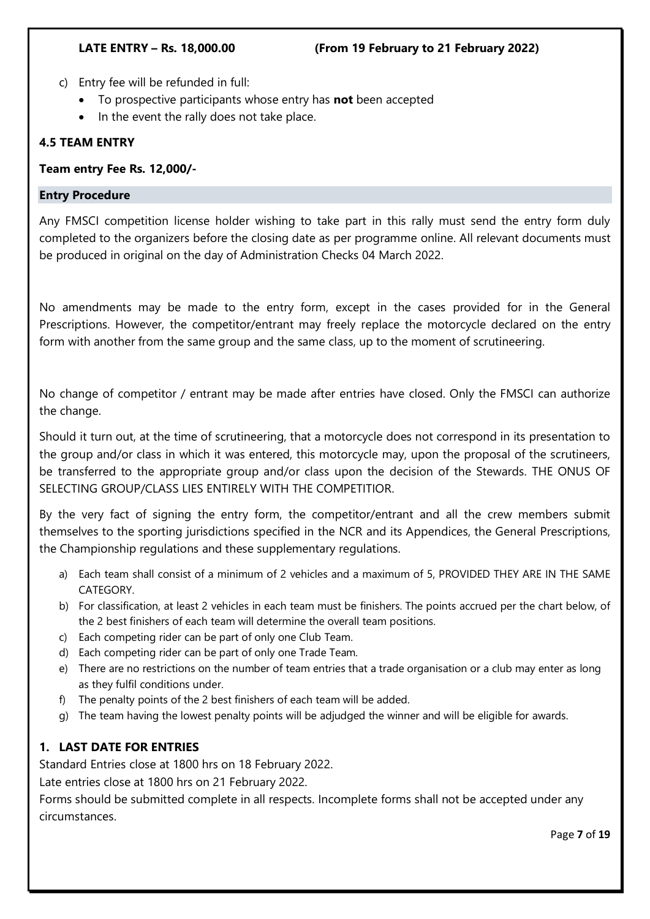**LATE ENTRY – Rs. 18,000.00 (From 19 February to 21 February 2022)**

c) Entry fee will be refunded in full:
   - To prospective participants whose entry has **not** been accepted
   - In the event the rally does not take place.

### 4.5 TEAM ENTRY

**Team entry Fee Rs. 12,000/-**

### Entry Procedure

Any FMSCI competition license holder wishing to take part in this rally must send the entry form duly completed to the organizers before the closing date as per programme online. All relevant documents must be produced in original on the day of Administration Checks 04 March 2022.

No amendments may be made to the entry form, except in the cases provided for in the General Prescriptions. However, the competitor/entrant may freely replace the motorcycle declared on the entry form with another from the same group and the same class, up to the moment of scrutineering.

No change of competitor / entrant may be made after entries have closed. Only the FMSCI can authorize the change.

Should it turn out, at the time of scrutineering, that a motorcycle does not correspond in its presentation to the group and/or class in which it was entered, this motorcycle may, upon the proposal of the scrutineers, be transferred to the appropriate group and/or class upon the decision of the Stewards. THE ONUS OF SELECTING GROUP/CLASS LIES ENTIRELY WITH THE COMPETITIOR.

By the very fact of signing the entry form, the competitor/entrant and all the crew members submit themselves to the sporting jurisdictions specified in the NCR and its Appendices, the General Prescriptions, the Championship regulations and these supplementary regulations.

a) Each team shall consist of a minimum of 2 vehicles and a maximum of 5, PROVIDED THEY ARE IN THE SAME CATEGORY.
b) For classification, at least 2 vehicles in each team must be finishers. The points accrued per the chart below, of the 2 best finishers of each team will determine the overall team positions.
c) Each competing rider can be part of only one Club Team.
d) Each competing rider can be part of only one Trade Team.
e) There are no restrictions on the number of team entries that a trade organisation or a club may enter as long as they fulfil conditions under.
f) The penalty points of the 2 best finishers of each team will be added.
g) The team having the lowest penalty points will be adjudged the winner and will be eligible for awards.

## 1. LAST DATE FOR ENTRIES

Standard Entries close at 1800 hrs on 18 February 2022.

Late entries close at 1800 hrs on 21 February 2022.

Forms should be submitted complete in all respects. Incomplete forms shall not be accepted under any circumstances.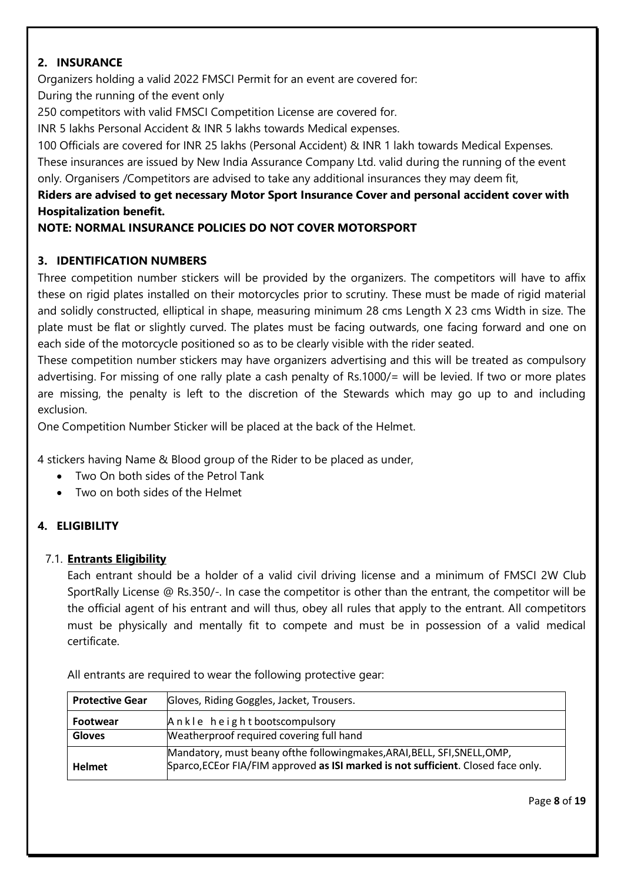## 2. INSURANCE

Organizers holding a valid 2022 FMSCI Permit for an event are covered for:

During the running of the event only

250 competitors with valid FMSCI Competition License are covered for.

INR 5 lakhs Personal Accident & INR 5 lakhs towards Medical expenses.

100 Officials are covered for INR 25 lakhs (Personal Accident) & INR 1 lakh towards Medical Expenses.

These insurances are issued by New India Assurance Company Ltd. valid during the running of the event only. Organisers /Competitors are advised to take any additional insurances they may deem fit,

**Riders are advised to get necessary Motor Sport Insurance Cover and personal accident cover with Hospitalization benefit.**

**NOTE: NORMAL INSURANCE POLICIES DO NOT COVER MOTORSPORT**

## 3. IDENTIFICATION NUMBERS

Three competition number stickers will be provided by the organizers. The competitors will have to affix these on rigid plates installed on their motorcycles prior to scrutiny. These must be made of rigid material and solidly constructed, elliptical in shape, measuring minimum 28 cms Length X 23 cms Width in size. The plate must be flat or slightly curved. The plates must be facing outwards, one facing forward and one on each side of the motorcycle positioned so as to be clearly visible with the rider seated.

These competition number stickers may have organizers advertising and this will be treated as compulsory advertising. For missing of one rally plate a cash penalty of Rs.1000/= will be levied. If two or more plates are missing, the penalty is left to the discretion of the Stewards which may go up to and including exclusion.

One Competition Number Sticker will be placed at the back of the Helmet.

4 stickers having Name & Blood group of the Rider to be placed as under,

- Two On both sides of the Petrol Tank
- Two on both sides of the Helmet

## 4. ELIGIBILITY

### 7.1. Entrants Eligibility

Each entrant should be a holder of a valid civil driving license and a minimum of FMSCI 2W Club SportRally License @ Rs.350/-. In case the competitor is other than the entrant, the competitor will be the official agent of his entrant and will thus, obey all rules that apply to the entrant. All competitors must be physically and mentally fit to compete and must be in possession of a valid medical certificate.

All entrants are required to wear the following protective gear:

| **Protective Gear** | Gloves, Riding Goggles, Jacket, Trousers. |
|---|---|
| **Footwear** | Ankle height bootscompulsory |
| **Gloves** | Weatherproof required covering full hand |
| **Helmet** | Mandatory, must beany ofthe followingmakes,ARAI,BELL, SFI,SNELL,OMP, Sparco,ECEor FIA/FIM approved **as ISI marked is not sufficient**. Closed face only. |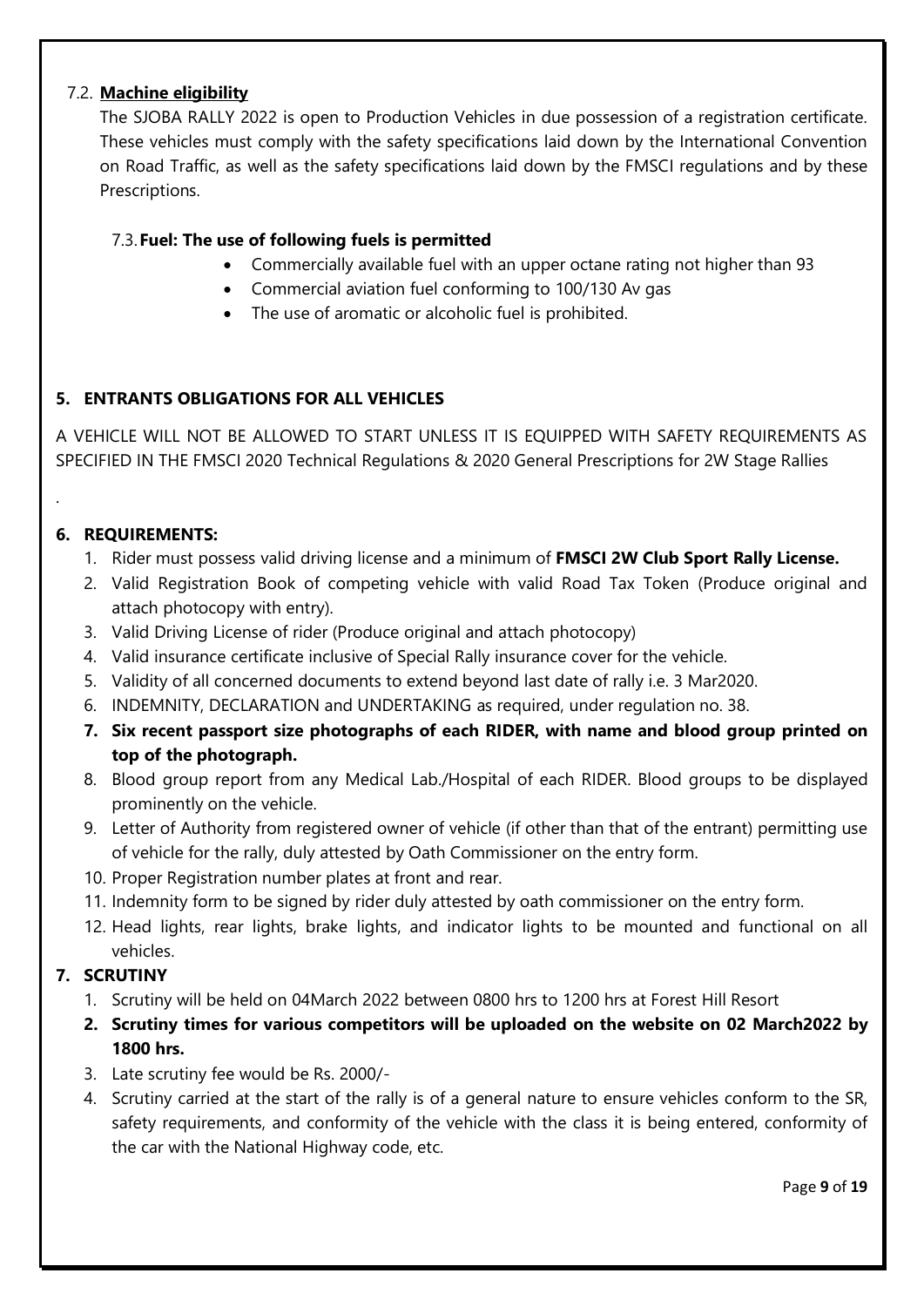### 7.2. **Machine eligibility**

The SJOBA RALLY 2022 is open to Production Vehicles in due possession of a registration certificate. These vehicles must comply with the safety specifications laid down by the International Convention on Road Traffic, as well as the safety specifications laid down by the FMSCI regulations and by these Prescriptions.

#### 7.3. **Fuel: The use of following fuels is permitted**

- Commercially available fuel with an upper octane rating not higher than 93
- Commercial aviation fuel conforming to 100/130 Av gas
- The use of aromatic or alcoholic fuel is prohibited.

## 5. ENTRANTS OBLIGATIONS FOR ALL VEHICLES

A VEHICLE WILL NOT BE ALLOWED TO START UNLESS IT IS EQUIPPED WITH SAFETY REQUIREMENTS AS SPECIFIED IN THE FMSCI 2020 Technical Regulations & 2020 General Prescriptions for 2W Stage Rallies

.

## 6. REQUIREMENTS:

1. Rider must possess valid driving license and a minimum of **FMSCI 2W Club Sport Rally License.**
2. Valid Registration Book of competing vehicle with valid Road Tax Token (Produce original and attach photocopy with entry).
3. Valid Driving License of rider (Produce original and attach photocopy)
4. Valid insurance certificate inclusive of Special Rally insurance cover for the vehicle.
5. Validity of all concerned documents to extend beyond last date of rally i.e. 3 Mar2020.
6. INDEMNITY, DECLARATION and UNDERTAKING as required, under regulation no. 38.
7. **Six recent passport size photographs of each RIDER, with name and blood group printed on top of the photograph.**
8. Blood group report from any Medical Lab./Hospital of each RIDER. Blood groups to be displayed prominently on the vehicle.
9. Letter of Authority from registered owner of vehicle (if other than that of the entrant) permitting use of vehicle for the rally, duly attested by Oath Commissioner on the entry form.
10. Proper Registration number plates at front and rear.
11. Indemnity form to be signed by rider duly attested by oath commissioner on the entry form.
12. Head lights, rear lights, brake lights, and indicator lights to be mounted and functional on all vehicles.

## 7. SCRUTINY

1. Scrutiny will be held on 04March 2022 between 0800 hrs to 1200 hrs at Forest Hill Resort
2. **Scrutiny times for various competitors will be uploaded on the website on 02 March2022 by 1800 hrs.**
3. Late scrutiny fee would be Rs. 2000/-
4. Scrutiny carried at the start of the rally is of a general nature to ensure vehicles conform to the SR, safety requirements, and conformity of the vehicle with the class it is being entered, conformity of the car with the National Highway code, etc.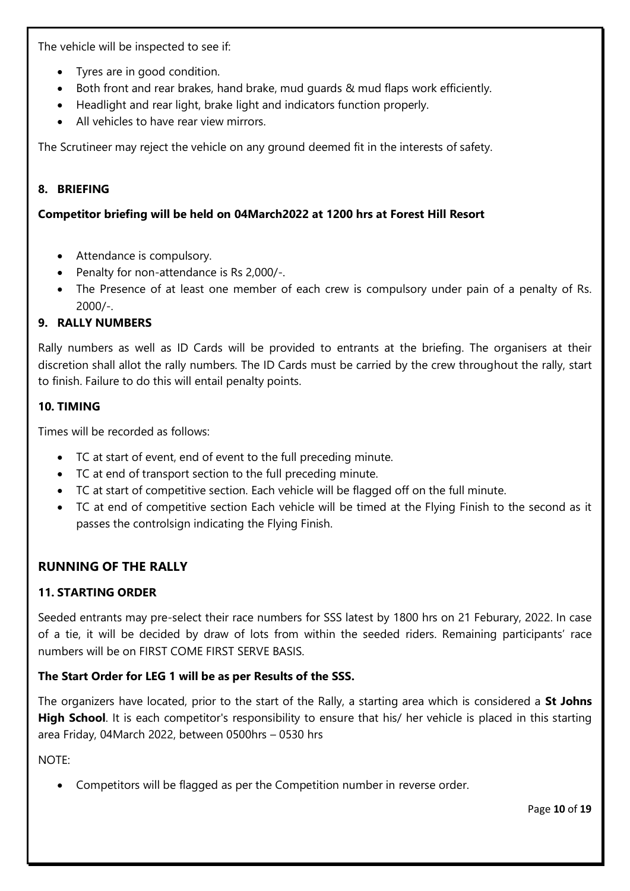The vehicle will be inspected to see if:

- Tyres are in good condition.
- Both front and rear brakes, hand brake, mud guards & mud flaps work efficiently.
- Headlight and rear light, brake light and indicators function properly.
- All vehicles to have rear view mirrors.

The Scrutineer may reject the vehicle on any ground deemed fit in the interests of safety.

### 8. BRIEFING

**Competitor briefing will be held on 04March2022 at 1200 hrs at Forest Hill Resort**

- Attendance is compulsory.
- Penalty for non-attendance is Rs 2,000/-.
- The Presence of at least one member of each crew is compulsory under pain of a penalty of Rs. 2000/-.

### 9. RALLY NUMBERS

Rally numbers as well as ID Cards will be provided to entrants at the briefing. The organisers at their discretion shall allot the rally numbers. The ID Cards must be carried by the crew throughout the rally, start to finish. Failure to do this will entail penalty points.

### 10. TIMING

Times will be recorded as follows:

- TC at start of event, end of event to the full preceding minute.
- TC at end of transport section to the full preceding minute.
- TC at start of competitive section. Each vehicle will be flagged off on the full minute.
- TC at end of competitive section Each vehicle will be timed at the Flying Finish to the second as it passes the controlsign indicating the Flying Finish.

## RUNNING OF THE RALLY

### 11. STARTING ORDER

Seeded entrants may pre-select their race numbers for SSS latest by 1800 hrs on 21 Feburary, 2022. In case of a tie, it will be decided by draw of lots from within the seeded riders. Remaining participants' race numbers will be on FIRST COME FIRST SERVE BASIS.

**The Start Order for LEG 1 will be as per Results of the SSS.**

The organizers have located, prior to the start of the Rally, a starting area which is considered a **St Johns High School**. It is each competitor's responsibility to ensure that his/ her vehicle is placed in this starting area Friday, 04March 2022, between 0500hrs – 0530 hrs

NOTE:

- Competitors will be flagged as per the Competition number in reverse order.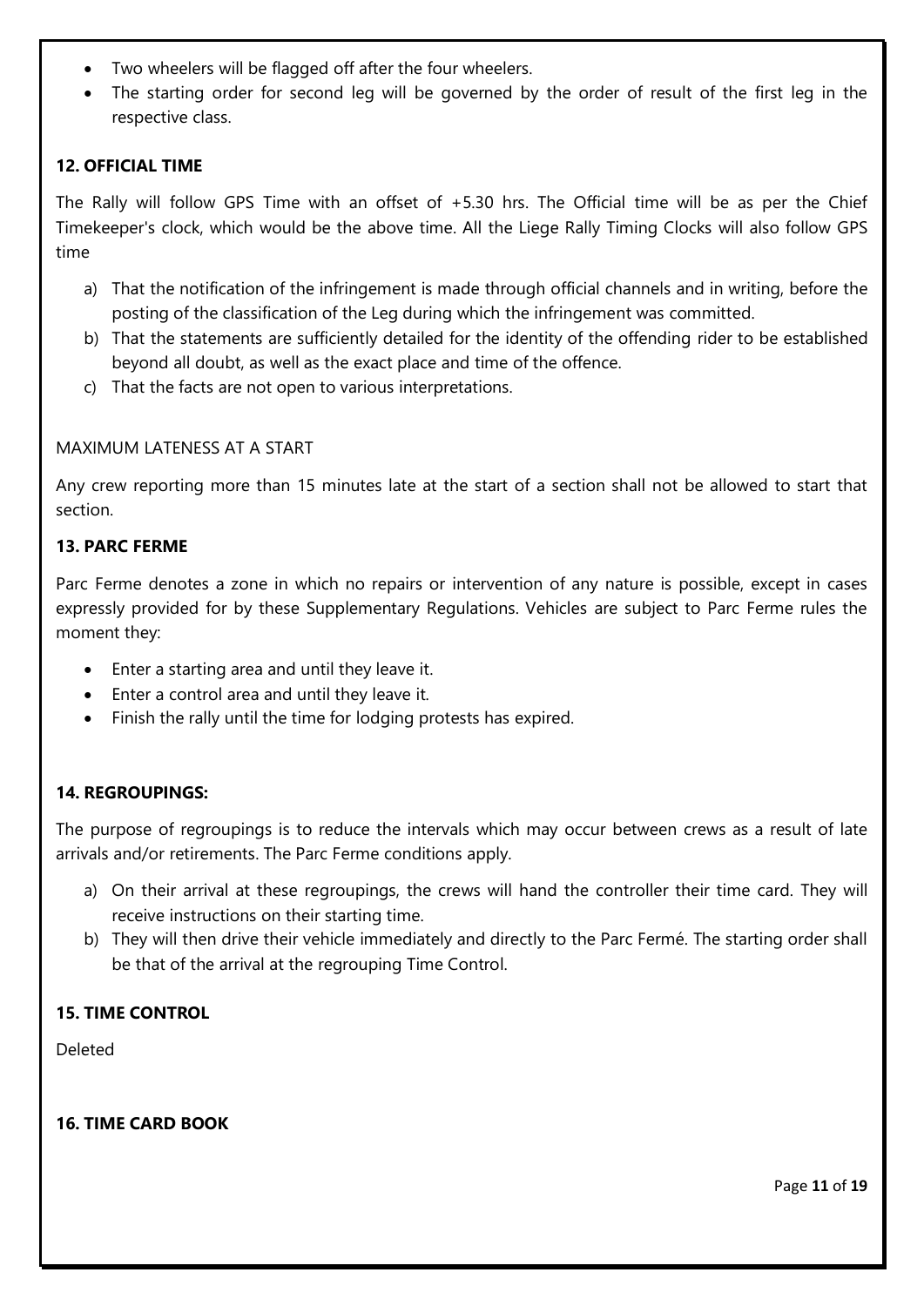- Two wheelers will be flagged off after the four wheelers.
- The starting order for second leg will be governed by the order of result of the first leg in the respective class.

### 12. OFFICIAL TIME

The Rally will follow GPS Time with an offset of +5.30 hrs. The Official time will be as per the Chief Timekeeper's clock, which would be the above time. All the Liege Rally Timing Clocks will also follow GPS time

a) That the notification of the infringement is made through official channels and in writing, before the posting of the classification of the Leg during which the infringement was committed.
b) That the statements are sufficiently detailed for the identity of the offending rider to be established beyond all doubt, as well as the exact place and time of the offence.
c) That the facts are not open to various interpretations.

MAXIMUM LATENESS AT A START

Any crew reporting more than 15 minutes late at the start of a section shall not be allowed to start that section.

### 13. PARC FERME

Parc Ferme denotes a zone in which no repairs or intervention of any nature is possible, except in cases expressly provided for by these Supplementary Regulations. Vehicles are subject to Parc Ferme rules the moment they:

- Enter a starting area and until they leave it.
- Enter a control area and until they leave it.
- Finish the rally until the time for lodging protests has expired.

### 14. REGROUPINGS:

The purpose of regroupings is to reduce the intervals which may occur between crews as a result of late arrivals and/or retirements. The Parc Ferme conditions apply.

a) On their arrival at these regroupings, the crews will hand the controller their time card. They will receive instructions on their starting time.
b) They will then drive their vehicle immediately and directly to the Parc Fermé. The starting order shall be that of the arrival at the regrouping Time Control.

### 15. TIME CONTROL

Deleted

### 16. TIME CARD BOOK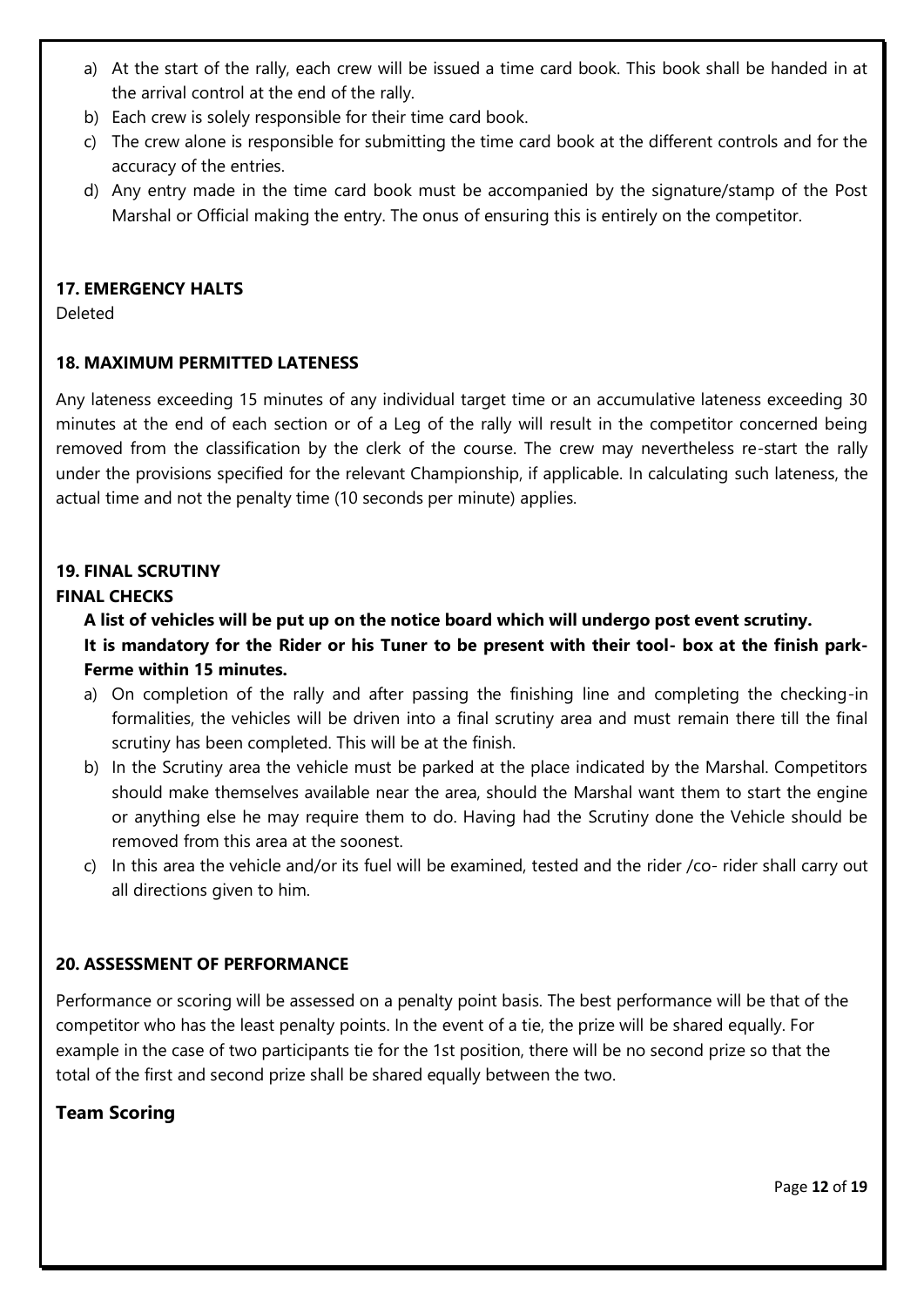a) At the start of the rally, each crew will be issued a time card book. This book shall be handed in at the arrival control at the end of the rally.
b) Each crew is solely responsible for their time card book.
c) The crew alone is responsible for submitting the time card book at the different controls and for the accuracy of the entries.
d) Any entry made in the time card book must be accompanied by the signature/stamp of the Post Marshal or Official making the entry. The onus of ensuring this is entirely on the competitor.

### 17. EMERGENCY HALTS

Deleted

### 18. MAXIMUM PERMITTED LATENESS

Any lateness exceeding 15 minutes of any individual target time or an accumulative lateness exceeding 30 minutes at the end of each section or of a Leg of the rally will result in the competitor concerned being removed from the classification by the clerk of the course. The crew may nevertheless re-start the rally under the provisions specified for the relevant Championship, if applicable. In calculating such lateness, the actual time and not the penalty time (10 seconds per minute) applies.

### 19. FINAL SCRUTINY

**FINAL CHECKS**

**A list of vehicles will be put up on the notice board which will undergo post event scrutiny.**
**It is mandatory for the Rider or his Tuner to be present with their tool- box at the finish park-Ferme within 15 minutes.**

a) On completion of the rally and after passing the finishing line and completing the checking-in formalities, the vehicles will be driven into a final scrutiny area and must remain there till the final scrutiny has been completed. This will be at the finish.
b) In the Scrutiny area the vehicle must be parked at the place indicated by the Marshal. Competitors should make themselves available near the area, should the Marshal want them to start the engine or anything else he may require them to do. Having had the Scrutiny done the Vehicle should be removed from this area at the soonest.
c) In this area the vehicle and/or its fuel will be examined, tested and the rider /co- rider shall carry out all directions given to him.

### 20. ASSESSMENT OF PERFORMANCE

Performance or scoring will be assessed on a penalty point basis. The best performance will be that of the competitor who has the least penalty points. In the event of a tie, the prize will be shared equally. For example in the case of two participants tie for the 1st position, there will be no second prize so that the total of the first and second prize shall be shared equally between the two.

### Team Scoring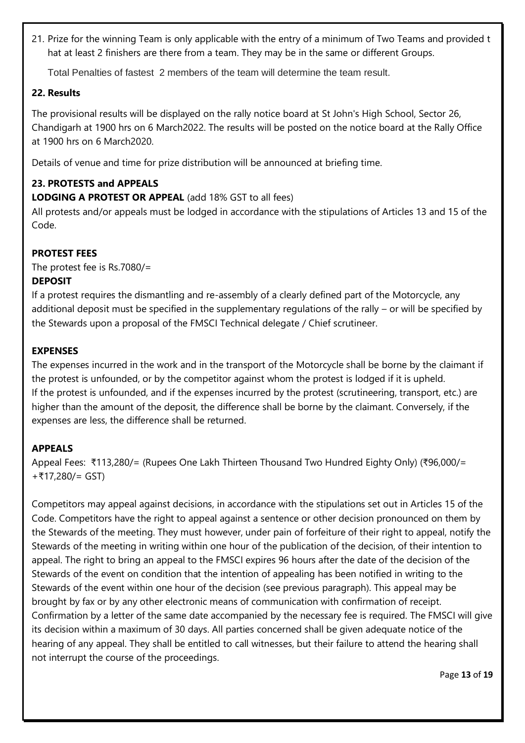21. Prize for the winning Team is only applicable with the entry of a minimum of Two Teams and provided t hat at least 2 finishers are there from a team. They may be in the same or different Groups.

    Total Penalties of fastest 2 members of the team will determine the team result.

## 22. Results

The provisional results will be displayed on the rally notice board at St John's High School, Sector 26, Chandigarh at 1900 hrs on 6 March2022. The results will be posted on the notice board at the Rally Office at 1900 hrs on 6 March2020.

Details of venue and time for prize distribution will be announced at briefing time.

## 23. PROTESTS and APPEALS

**LODGING A PROTEST OR APPEAL** (add 18% GST to all fees)

All protests and/or appeals must be lodged in accordance with the stipulations of Articles 13 and 15 of the Code.

### PROTEST FEES

The protest fee is Rs.7080/=

### DEPOSIT

If a protest requires the dismantling and re-assembly of a clearly defined part of the Motorcycle, any additional deposit must be specified in the supplementary regulations of the rally – or will be specified by the Stewards upon a proposal of the FMSCI Technical delegate / Chief scrutineer.

### EXPENSES

The expenses incurred in the work and in the transport of the Motorcycle shall be borne by the claimant if the protest is unfounded, or by the competitor against whom the protest is lodged if it is upheld.
If the protest is unfounded, and if the expenses incurred by the protest (scrutineering, transport, etc.) are higher than the amount of the deposit, the difference shall be borne by the claimant. Conversely, if the expenses are less, the difference shall be returned.

### APPEALS

Appeal Fees: ₹113,280/= (Rupees One Lakh Thirteen Thousand Two Hundred Eighty Only) (₹96,000/= +₹17,280/= GST)

Competitors may appeal against decisions, in accordance with the stipulations set out in Articles 15 of the Code. Competitors have the right to appeal against a sentence or other decision pronounced on them by the Stewards of the meeting. They must however, under pain of forfeiture of their right to appeal, notify the Stewards of the meeting in writing within one hour of the publication of the decision, of their intention to appeal. The right to bring an appeal to the FMSCI expires 96 hours after the date of the decision of the Stewards of the event on condition that the intention of appealing has been notified in writing to the Stewards of the event within one hour of the decision (see previous paragraph). This appeal may be brought by fax or by any other electronic means of communication with confirmation of receipt. Confirmation by a letter of the same date accompanied by the necessary fee is required. The FMSCI will give its decision within a maximum of 30 days. All parties concerned shall be given adequate notice of the hearing of any appeal. They shall be entitled to call witnesses, but their failure to attend the hearing shall not interrupt the course of the proceedings.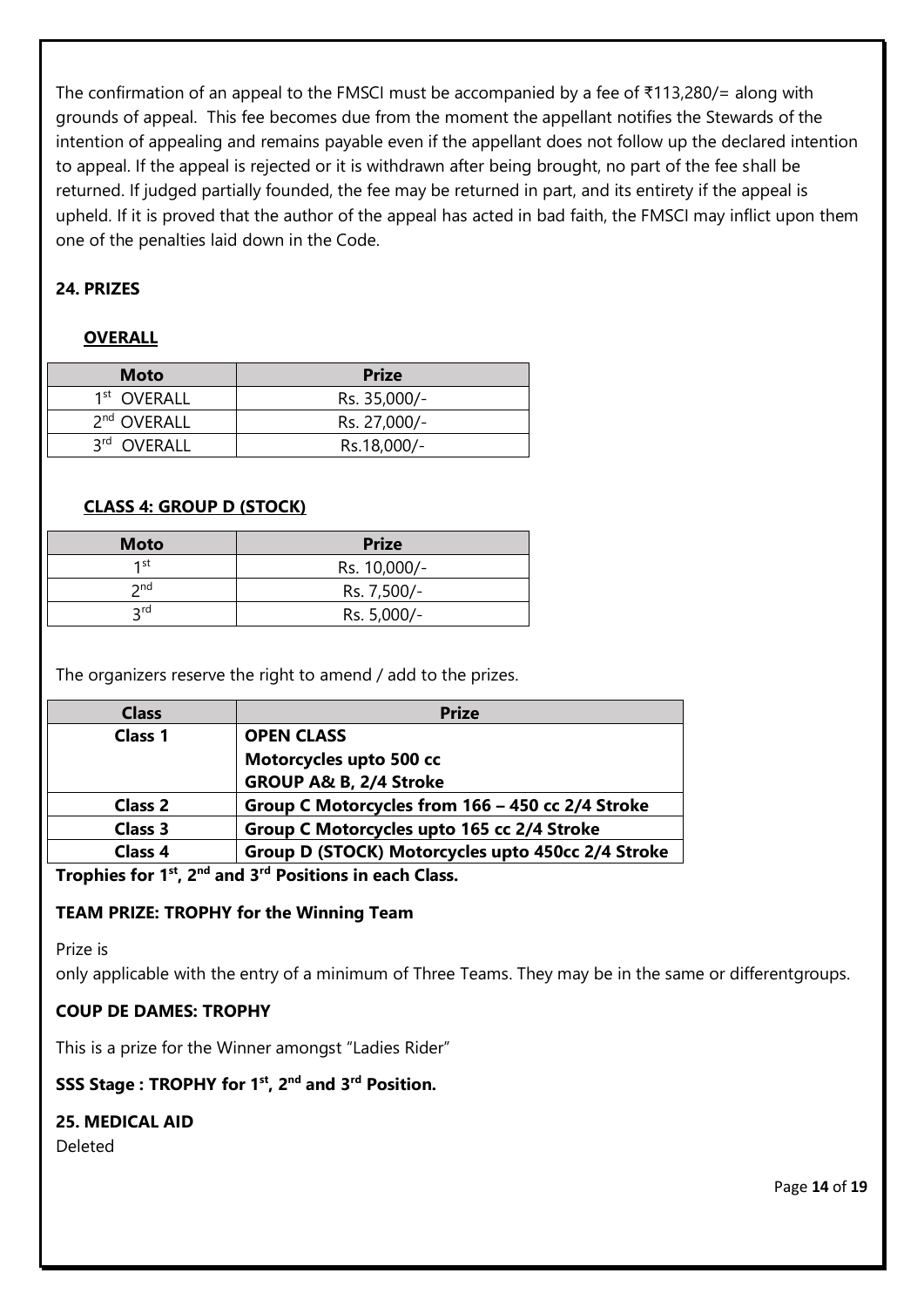The confirmation of an appeal to the FMSCI must be accompanied by a fee of ₹113,280/= along with grounds of appeal. This fee becomes due from the moment the appellant notifies the Stewards of the intention of appealing and remains payable even if the appellant does not follow up the declared intention to appeal. If the appeal is rejected or it is withdrawn after being brought, no part of the fee shall be returned. If judged partially founded, the fee may be returned in part, and its entirety if the appeal is upheld. If it is proved that the author of the appeal has acted in bad faith, the FMSCI may inflict upon them one of the penalties laid down in the Code.

**24. PRIZES**

**OVERALL**

| Moto | Prize |
|---|---|
| 1st OVERALL | Rs. 35,000/- |
| 2nd OVERALL | Rs. 27,000/- |
| 3rd OVERALL | Rs.18,000/- |

**CLASS 4: GROUP D (STOCK)**

| Moto | Prize |
|---|---|
| 1st | Rs. 10,000/- |
| 2nd | Rs. 7,500/- |
| 3rd | Rs. 5,000/- |

The organizers reserve the right to amend / add to the prizes.

| Class | Prize |
|---|---|
| **Class 1** | **OPEN CLASS**<br>**Motorcycles upto 500 cc**<br>**GROUP A& B, 2/4 Stroke** |
| **Class 2** | **Group C Motorcycles from 166 – 450 cc 2/4 Stroke** |
| **Class 3** | **Group C Motorcycles upto 165 cc 2/4 Stroke** |
| **Class 4** | **Group D (STOCK) Motorcycles upto 450cc 2/4 Stroke** |

**Trophies for 1st, 2nd and 3rd Positions in each Class.**

**TEAM PRIZE: TROPHY for the Winning Team**

Prize is
only applicable with the entry of a minimum of Three Teams. They may be in the same or differentgroups.

**COUP DE DAMES: TROPHY**

This is a prize for the Winner amongst "Ladies Rider"

**SSS Stage : TROPHY for 1st, 2nd and 3rd Position.**

**25. MEDICAL AID**

Deleted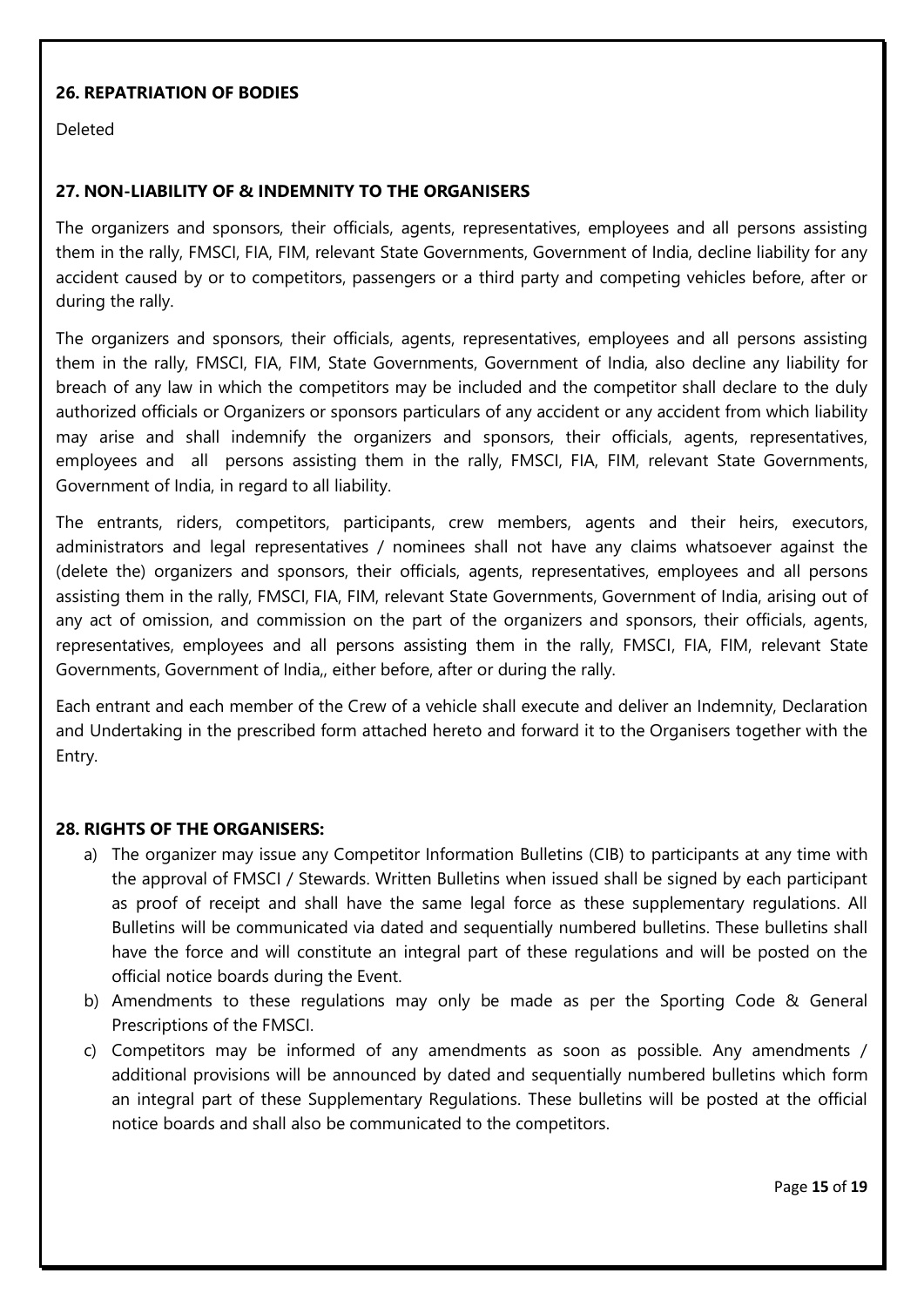### 26. REPATRIATION OF BODIES

Deleted

### 27. NON-LIABILITY OF & INDEMNITY TO THE ORGANISERS

The organizers and sponsors, their officials, agents, representatives, employees and all persons assisting them in the rally, FMSCI, FIA, FIM, relevant State Governments, Government of India, decline liability for any accident caused by or to competitors, passengers or a third party and competing vehicles before, after or during the rally.

The organizers and sponsors, their officials, agents, representatives, employees and all persons assisting them in the rally, FMSCI, FIA, FIM, State Governments, Government of India, also decline any liability for breach of any law in which the competitors may be included and the competitor shall declare to the duly authorized officials or Organizers or sponsors particulars of any accident or any accident from which liability may arise and shall indemnify the organizers and sponsors, their officials, agents, representatives, employees and all persons assisting them in the rally, FMSCI, FIA, FIM, relevant State Governments, Government of India, in regard to all liability.

The entrants, riders, competitors, participants, crew members, agents and their heirs, executors, administrators and legal representatives / nominees shall not have any claims whatsoever against the (delete the) organizers and sponsors, their officials, agents, representatives, employees and all persons assisting them in the rally, FMSCI, FIA, FIM, relevant State Governments, Government of India, arising out of any act of omission, and commission on the part of the organizers and sponsors, their officials, agents, representatives, employees and all persons assisting them in the rally, FMSCI, FIA, FIM, relevant State Governments, Government of India,, either before, after or during the rally.

Each entrant and each member of the Crew of a vehicle shall execute and deliver an Indemnity, Declaration and Undertaking in the prescribed form attached hereto and forward it to the Organisers together with the Entry.

### 28. RIGHTS OF THE ORGANISERS:

a) The organizer may issue any Competitor Information Bulletins (CIB) to participants at any time with the approval of FMSCI / Stewards. Written Bulletins when issued shall be signed by each participant as proof of receipt and shall have the same legal force as these supplementary regulations. All Bulletins will be communicated via dated and sequentially numbered bulletins. These bulletins shall have the force and will constitute an integral part of these regulations and will be posted on the official notice boards during the Event.

b) Amendments to these regulations may only be made as per the Sporting Code & General Prescriptions of the FMSCI.

c) Competitors may be informed of any amendments as soon as possible. Any amendments / additional provisions will be announced by dated and sequentially numbered bulletins which form an integral part of these Supplementary Regulations. These bulletins will be posted at the official notice boards and shall also be communicated to the competitors.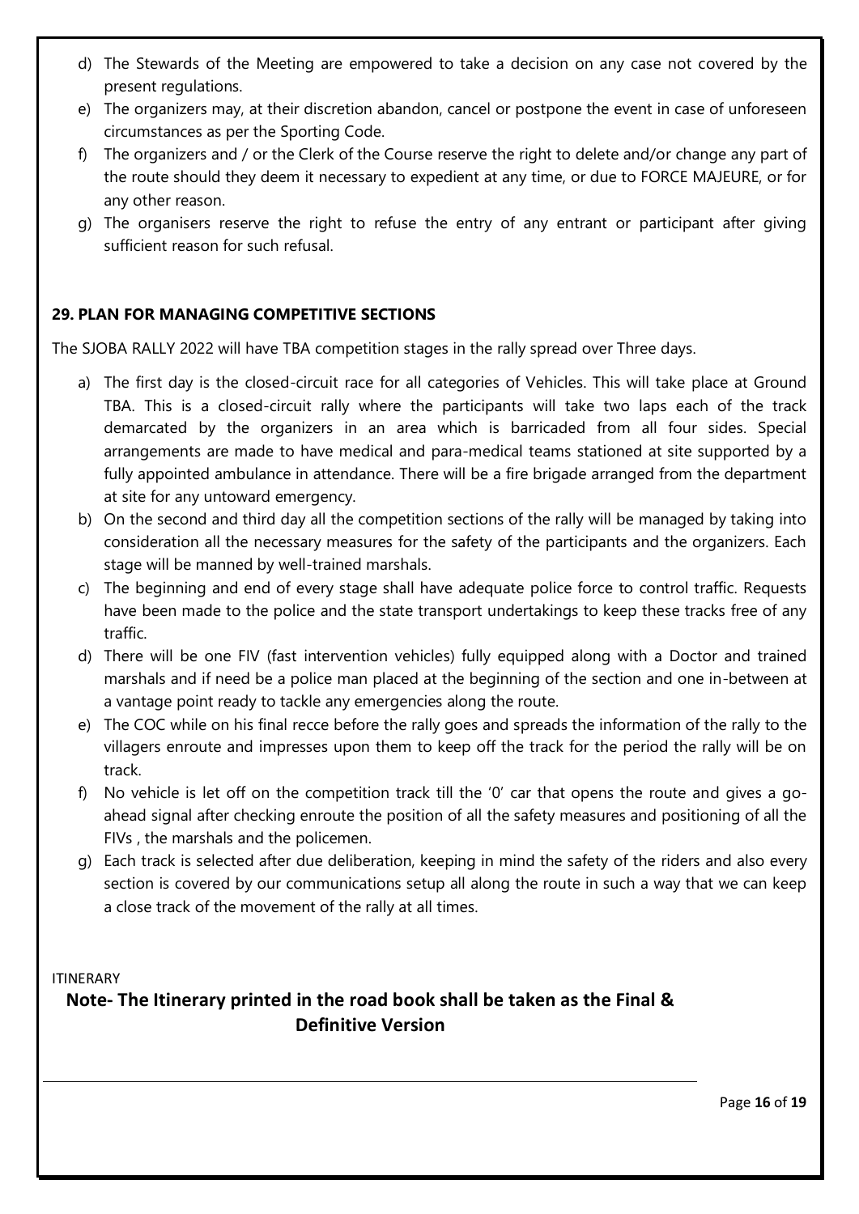d) The Stewards of the Meeting are empowered to take a decision on any case not covered by the present regulations.

e) The organizers may, at their discretion abandon, cancel or postpone the event in case of unforeseen circumstances as per the Sporting Code.

f) The organizers and / or the Clerk of the Course reserve the right to delete and/or change any part of the route should they deem it necessary to expedient at any time, or due to FORCE MAJEURE, or for any other reason.

g) The organisers reserve the right to refuse the entry of any entrant or participant after giving sufficient reason for such refusal.

### 29. PLAN FOR MANAGING COMPETITIVE SECTIONS

The SJOBA RALLY 2022 will have TBA competition stages in the rally spread over Three days.

a) The first day is the closed-circuit race for all categories of Vehicles. This will take place at Ground TBA. This is a closed-circuit rally where the participants will take two laps each of the track demarcated by the organizers in an area which is barricaded from all four sides. Special arrangements are made to have medical and para-medical teams stationed at site supported by a fully appointed ambulance in attendance. There will be a fire brigade arranged from the department at site for any untoward emergency.

b) On the second and third day all the competition sections of the rally will be managed by taking into consideration all the necessary measures for the safety of the participants and the organizers. Each stage will be manned by well-trained marshals.

c) The beginning and end of every stage shall have adequate police force to control traffic. Requests have been made to the police and the state transport undertakings to keep these tracks free of any traffic.

d) There will be one FIV (fast intervention vehicles) fully equipped along with a Doctor and trained marshals and if need be a police man placed at the beginning of the section and one in-between at a vantage point ready to tackle any emergencies along the route.

e) The COC while on his final recce before the rally goes and spreads the information of the rally to the villagers enroute and impresses upon them to keep off the track for the period the rally will be on track.

f) No vehicle is let off on the competition track till the '0' car that opens the route and gives a go-ahead signal after checking enroute the position of all the safety measures and positioning of all the FIVs , the marshals and the policemen.

g) Each track is selected after due deliberation, keeping in mind the safety of the riders and also every section is covered by our communications setup all along the route in such a way that we can keep a close track of the movement of the rally at all times.

ITINERARY

**Note- The Itinerary printed in the road book shall be taken as the Final & Definitive Version**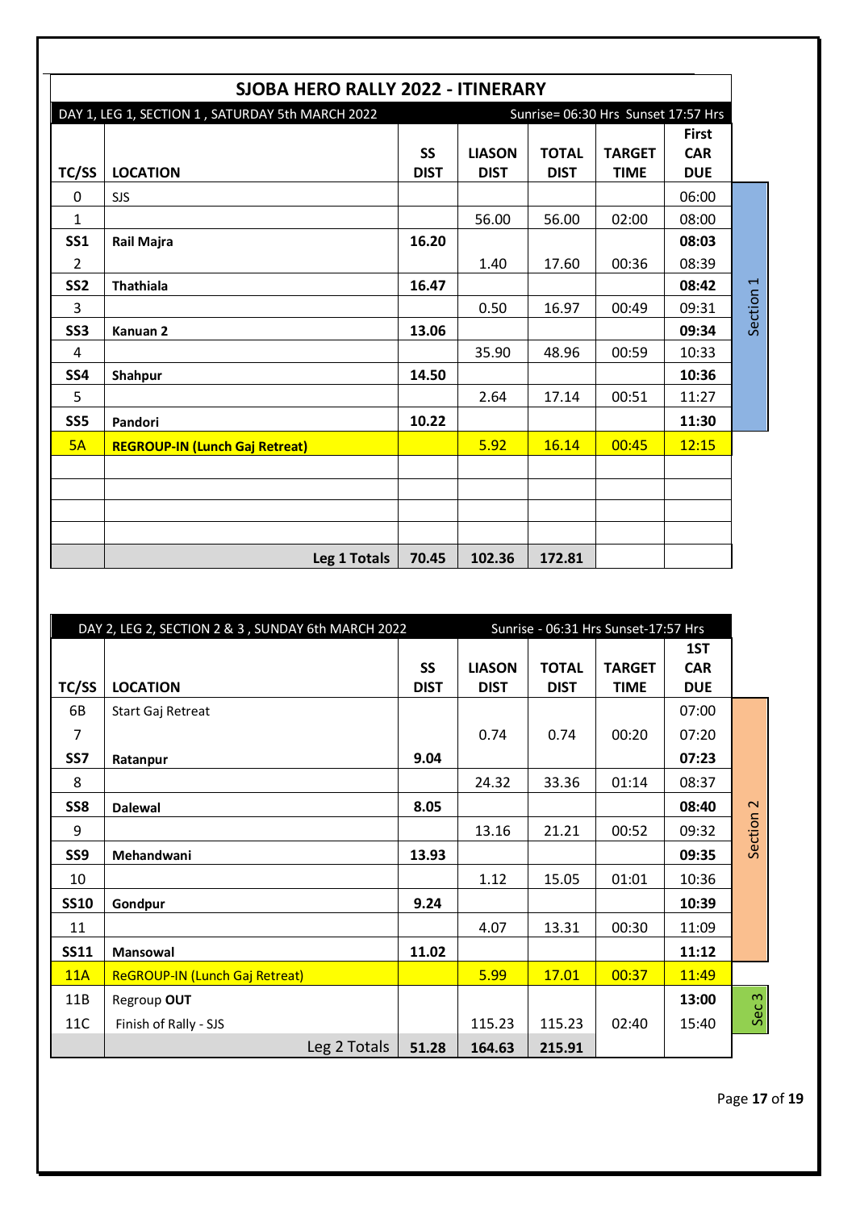# SJOBA HERO RALLY 2022 - ITINERARY

DAY 1, LEG 1, SECTION 1 , SATURDAY 5th MARCH 2022 — Sunrise= 06:30 Hrs Sunset 17:57 Hrs

| TC/SS | LOCATION | SS DIST | LIASON DIST | TOTAL DIST | TARGET TIME | First CAR DUE | |
|---|---|---|---|---|---|---|---|
| 0 | SJS | | | | | 06:00 | Section 1 |
| 1 | | | 56.00 | 56.00 | 02:00 | 08:00 | |
| **SS1** | **Rail Majra** | **16.20** | | | | **08:03** | |
| 2 | | | 1.40 | 17.60 | 00:36 | 08:39 | |
| **SS2** | **Thathiala** | **16.47** | | | | **08:42** | |
| 3 | | | 0.50 | 16.97 | 00:49 | 09:31 | |
| **SS3** | **Kanuan 2** | **13.06** | | | | **09:34** | |
| 4 | | | 35.90 | 48.96 | 00:59 | 10:33 | |
| **SS4** | **Shahpur** | **14.50** | | | | **10:36** | |
| 5 | | | 2.64 | 17.14 | 00:51 | 11:27 | |
| **SS5** | **Pandori** | **10.22** | | | | **11:30** | |
| 5A | **REGROUP-IN (Lunch Gaj Retreat)** | | 5.92 | 16.14 | 00:45 | 12:15 | |
| | | | | | | | |
| | | | | | | | |
| | | | | | | | |
| | | | | | | | |
| | **Leg 1 Totals** | **70.45** | **102.36** | **172.81** | | | |

DAY 2, LEG 2, SECTION 2 & 3 , SUNDAY 6th MARCH 2022 — Sunrise - 06:31 Hrs Sunset-17:57 Hrs

| TC/SS | LOCATION | SS DIST | LIASON DIST | TOTAL DIST | TARGET TIME | 1ST CAR DUE | |
|---|---|---|---|---|---|---|---|
| 6B | Start Gaj Retreat | | | | | 07:00 | Section 2 |
| 7 | | | 0.74 | 0.74 | 00:20 | 07:20 | |
| **SS7** | **Ratanpur** | **9.04** | | | | **07:23** | |
| 8 | | | 24.32 | 33.36 | 01:14 | 08:37 | |
| **SS8** | **Dalewal** | **8.05** | | | | **08:40** | |
| 9 | | | 13.16 | 21.21 | 00:52 | 09:32 | |
| **SS9** | **Mehandwani** | **13.93** | | | | **09:35** | |
| 10 | | | 1.12 | 15.05 | 01:01 | 10:36 | |
| **SS10** | **Gondpur** | **9.24** | | | | **10:39** | |
| 11 | | | 4.07 | 13.31 | 00:30 | 11:09 | |
| **SS11** | **Mansowal** | **11.02** | | | | **11:12** | |
| 11A | ReGROUP-IN (Lunch Gaj Retreat) | | 5.99 | 17.01 | 00:37 | 11:49 | |
| 11B | Regroup **OUT** | | | | | 13:00 | Sec 3 |
| 11C | Finish of Rally - SJS | | 115.23 | 115.23 | 02:40 | 15:40 | |
| | Leg 2 Totals | **51.28** | **164.63** | **215.91** | | | |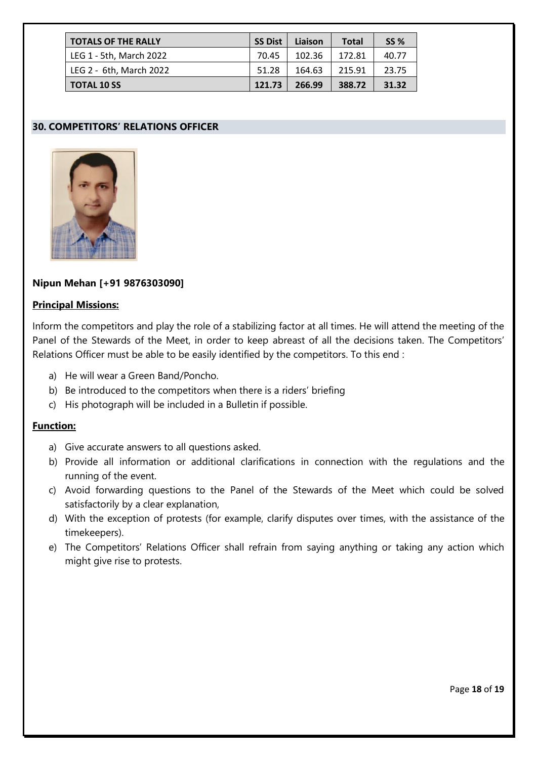| TOTALS OF THE RALLY | SS Dist | Liaison | Total | SS % |
|---|---|---|---|---|
| LEG 1 - 5th, March 2022 | 70.45 | 102.36 | 172.81 | 40.77 |
| LEG 2 - 6th, March 2022 | 51.28 | 164.63 | 215.91 | 23.75 |
| **TOTAL 10 SS** | **121.73** | **266.99** | **388.72** | **31.32** |

## 30. COMPETITORS' RELATIONS OFFICER

**Nipun Mehan [+91 9876303090]**

**Principal Missions:**

Inform the competitors and play the role of a stabilizing factor at all times. He will attend the meeting of the Panel of the Stewards of the Meet, in order to keep abreast of all the decisions taken. The Competitors' Relations Officer must be able to be easily identified by the competitors. To this end :

a) He will wear a Green Band/Poncho.
b) Be introduced to the competitors when there is a riders' briefing
c) His photograph will be included in a Bulletin if possible.

**Function:**

a) Give accurate answers to all questions asked.
b) Provide all information or additional clarifications in connection with the regulations and the running of the event.
c) Avoid forwarding questions to the Panel of the Stewards of the Meet which could be solved satisfactorily by a clear explanation,
d) With the exception of protests (for example, clarify disputes over times, with the assistance of the timekeepers).
e) The Competitors' Relations Officer shall refrain from saying anything or taking any action which might give rise to protests.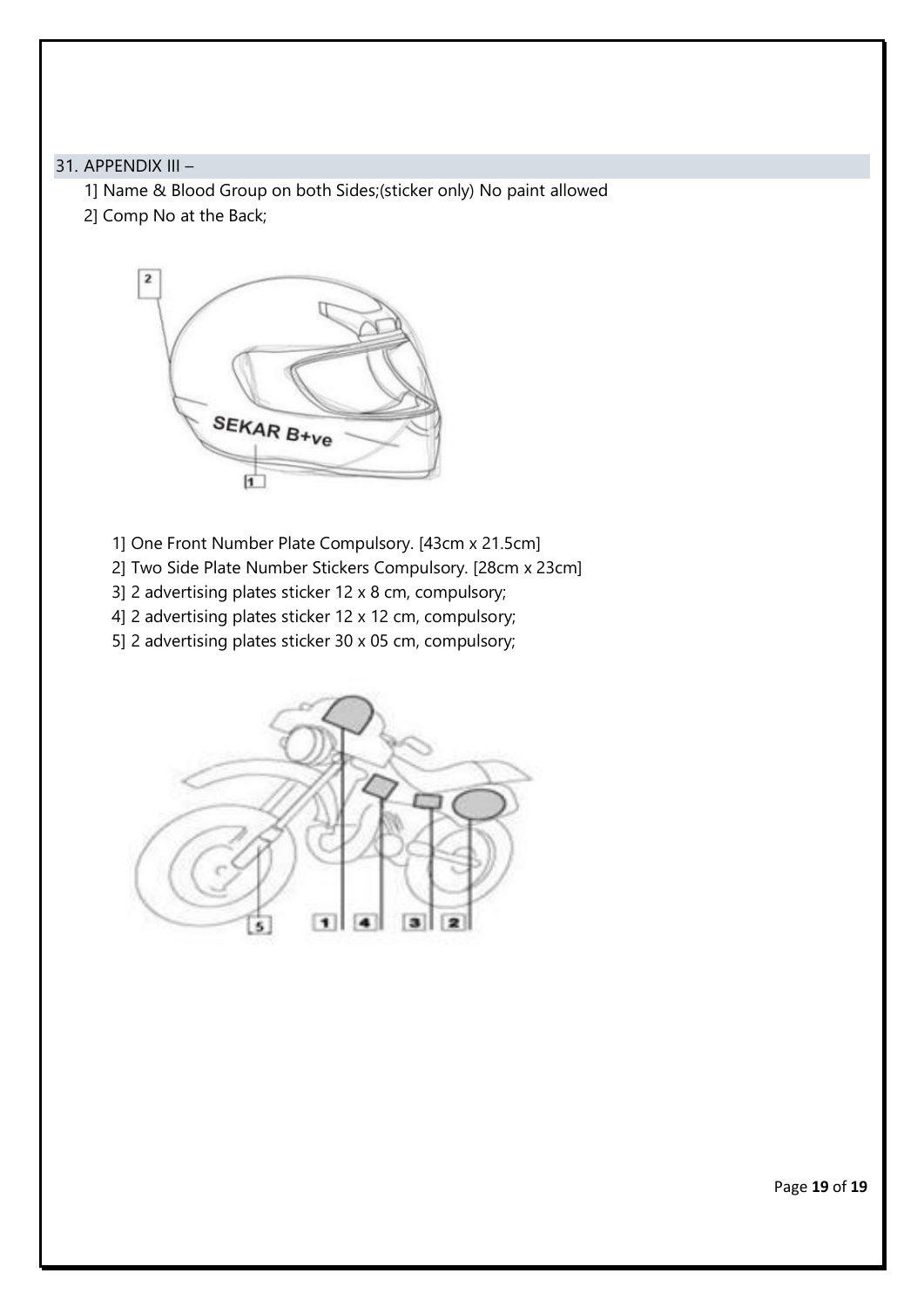## 31. APPENDIX III –

1] Name & Blood Group on both Sides;(sticker only) No paint allowed

2] Comp No at the Back;

2

SEKAR B+ve

1

1] One Front Number Plate Compulsory. [43cm x 21.5cm]

2] Two Side Plate Number Stickers Compulsory. [28cm x 23cm]

3] 2 advertising plates sticker 12 x 8 cm, compulsory;

4] 2 advertising plates sticker 12 x 12 cm, compulsory;

5] 2 advertising plates sticker 30 x 05 cm, compulsory;

5 1 4 3 2